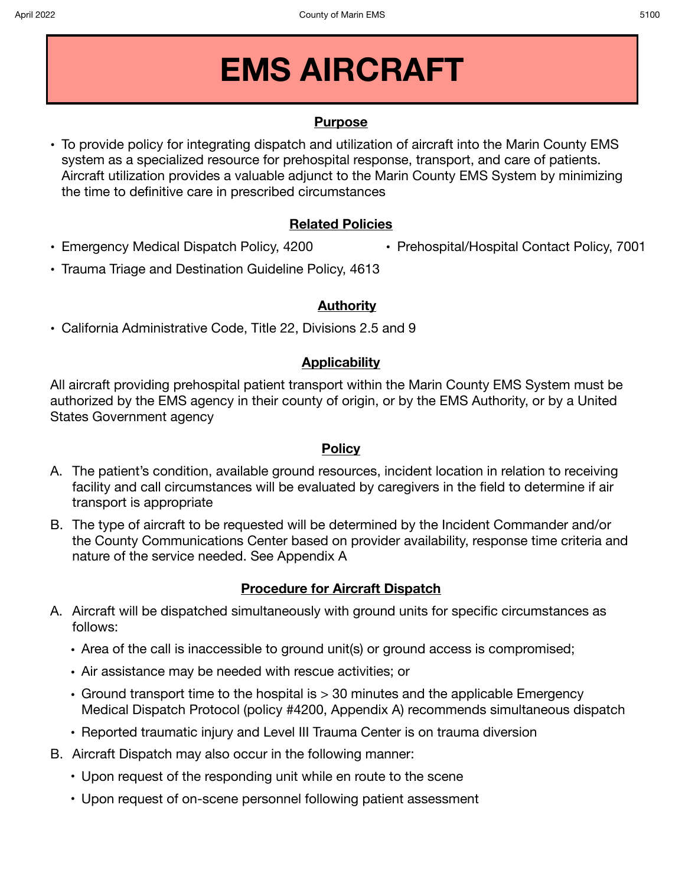# EMS AIRCRAFT

## Purpose

- To provide policy for integrating dispatch and utilization of aircraft into the Marin County EMS system as a specialized resource for prehospital response, transport, and care of patients. Aircraft utilization provides a valuable adjunct to the Marin County EMS System by minimizing the time to definitive care in prescribed circumstances

## Related Policies

- Emergency Medical Dispatch Policy, 4200
- Prehospital/Hospital Contact Policy, 7001
- Trauma Triage and Destination Guideline Policy, 4613

## Authority

- California Administrative Code, Title 22, Divisions 2.5 and 9

## Applicability

All aircraft providing prehospital patient transport within the Marin County EMS System must be authorized by the EMS agency in their county of origin, or by the EMS Authority, or by a United States Government agency

## Policy

A. The patient's condition, available ground resources, incident location in relation to receiving facility and call circumstances will be evaluated by caregivers in the field to determine if air transport is appropriate

B. The type of aircraft to be requested will be determined by the Incident Commander and/or the County Communications Center based on provider availability, response time criteria and nature of the service needed. See Appendix A

## Procedure for Aircraft Dispatch

A. Aircraft will be dispatched simultaneously with ground units for specific circumstances as follows:
   - Area of the call is inaccessible to ground unit(s) or ground access is compromised;
   - Air assistance may be needed with rescue activities; or
   - Ground transport time to the hospital is > 30 minutes and the applicable Emergency Medical Dispatch Protocol (policy #4200, Appendix A) recommends simultaneous dispatch
   - Reported traumatic injury and Level III Trauma Center is on trauma diversion

B. Aircraft Dispatch may also occur in the following manner:
   - Upon request of the responding unit while en route to the scene
   - Upon request of on-scene personnel following patient assessment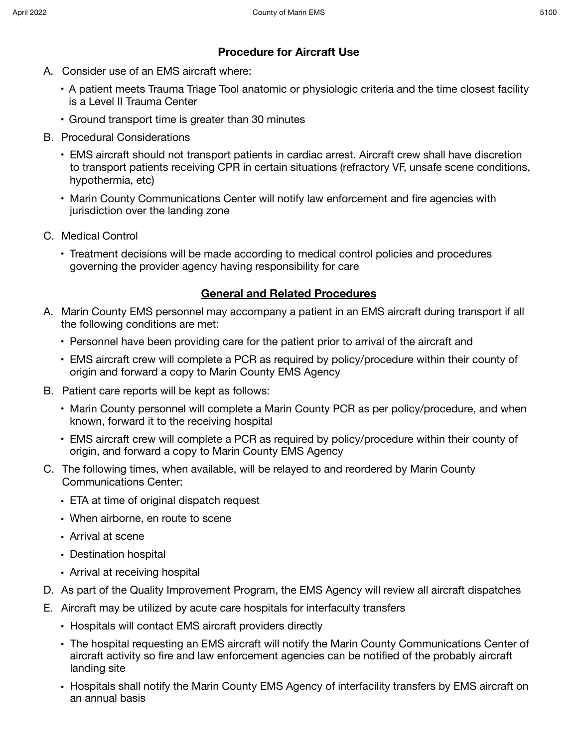## Procedure for Aircraft Use

A. Consider use of an EMS aircraft where:
   - A patient meets Trauma Triage Tool anatomic or physiologic criteria and the time closest facility is a Level II Trauma Center
   - Ground transport time is greater than 30 minutes

B. Procedural Considerations
   - EMS aircraft should not transport patients in cardiac arrest. Aircraft crew shall have discretion to transport patients receiving CPR in certain situations (refractory VF, unsafe scene conditions, hypothermia, etc)
   - Marin County Communications Center will notify law enforcement and fire agencies with jurisdiction over the landing zone

C. Medical Control
   - Treatment decisions will be made according to medical control policies and procedures governing the provider agency having responsibility for care

## General and Related Procedures

A. Marin County EMS personnel may accompany a patient in an EMS aircraft during transport if all the following conditions are met:
   - Personnel have been providing care for the patient prior to arrival of the aircraft and
   - EMS aircraft crew will complete a PCR as required by policy/procedure within their county of origin and forward a copy to Marin County EMS Agency

B. Patient care reports will be kept as follows:
   - Marin County personnel will complete a Marin County PCR as per policy/procedure, and when known, forward it to the receiving hospital
   - EMS aircraft crew will complete a PCR as required by policy/procedure within their county of origin, and forward a copy to Marin County EMS Agency

C. The following times, when available, will be relayed to and reordered by Marin County Communications Center:
   - ETA at time of original dispatch request
   - When airborne, en route to scene
   - Arrival at scene
   - Destination hospital
   - Arrival at receiving hospital

D. As part of the Quality Improvement Program, the EMS Agency will review all aircraft dispatches

E. Aircraft may be utilized by acute care hospitals for interfaculty transfers
   - Hospitals will contact EMS aircraft providers directly
   - The hospital requesting an EMS aircraft will notify the Marin County Communications Center of aircraft activity so fire and law enforcement agencies can be notified of the probably aircraft landing site
   - Hospitals shall notify the Marin County EMS Agency of interfacility transfers by EMS aircraft on an annual basis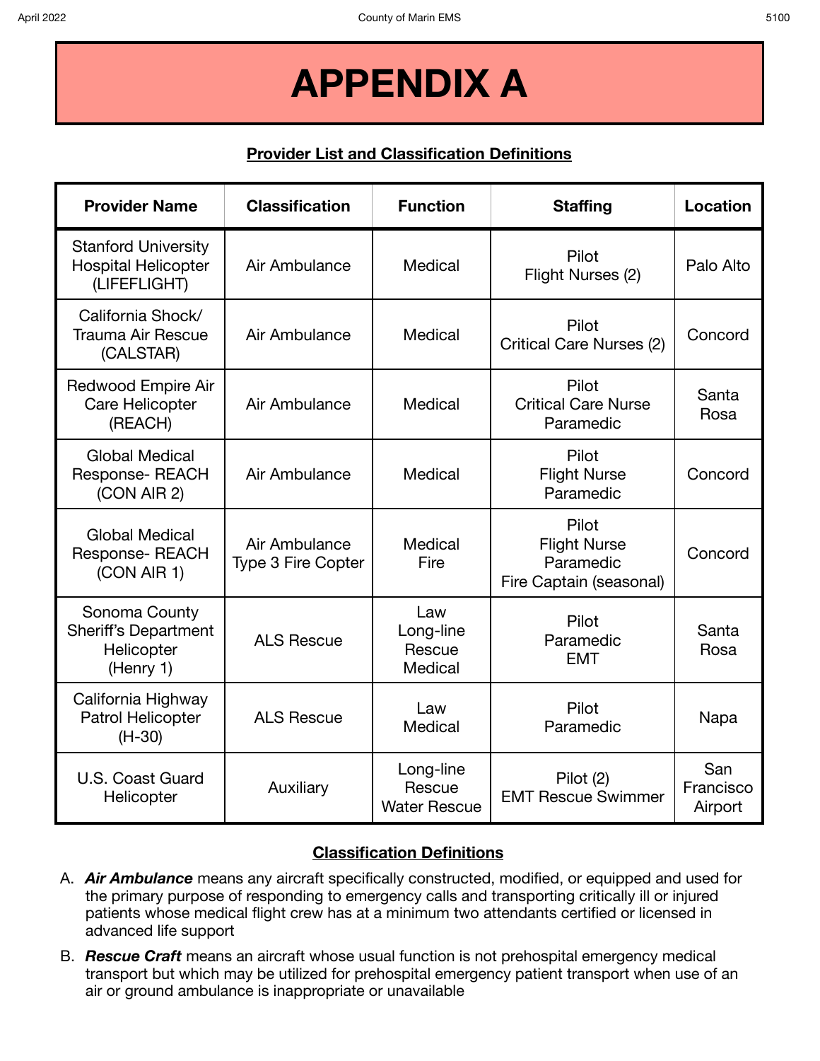# APPENDIX A

## Provider List and Classification Definitions

| Provider Name | Classification | Function | Staffing | Location |
|---|---|---|---|---|
| Stanford University Hospital Helicopter (LIFEFLIGHT) | Air Ambulance | Medical | Pilot<br>Flight Nurses (2) | Palo Alto |
| California Shock/ Trauma Air Rescue (CALSTAR) | Air Ambulance | Medical | Pilot<br>Critical Care Nurses (2) | Concord |
| Redwood Empire Air Care Helicopter (REACH) | Air Ambulance | Medical | Pilot<br>Critical Care Nurse<br>Paramedic | Santa Rosa |
| Global Medical Response- REACH (CON AIR 2) | Air Ambulance | Medical | Pilot<br>Flight Nurse<br>Paramedic | Concord |
| Global Medical Response- REACH (CON AIR 1) | Air Ambulance<br>Type 3 Fire Copter | Medical<br>Fire | Pilot<br>Flight Nurse<br>Paramedic<br>Fire Captain (seasonal) | Concord |
| Sonoma County Sheriff's Department Helicopter (Henry 1) | ALS Rescue | Law<br>Long-line Rescue<br>Medical | Pilot<br>Paramedic<br>EMT | Santa Rosa |
| California Highway Patrol Helicopter (H-30) | ALS Rescue | Law<br>Medical | Pilot<br>Paramedic | Napa |
| U.S. Coast Guard Helicopter | Auxiliary | Long-line Rescue<br>Water Rescue | Pilot (2)<br>EMT Rescue Swimmer | San Francisco Airport |

## Classification Definitions

A. ***Air Ambulance*** means any aircraft specifically constructed, modified, or equipped and used for the primary purpose of responding to emergency calls and transporting critically ill or injured patients whose medical flight crew has at a minimum two attendants certified or licensed in advanced life support

B. ***Rescue Craft*** means an aircraft whose usual function is not prehospital emergency medical transport but which may be utilized for prehospital emergency patient transport when use of an air or ground ambulance is inappropriate or unavailable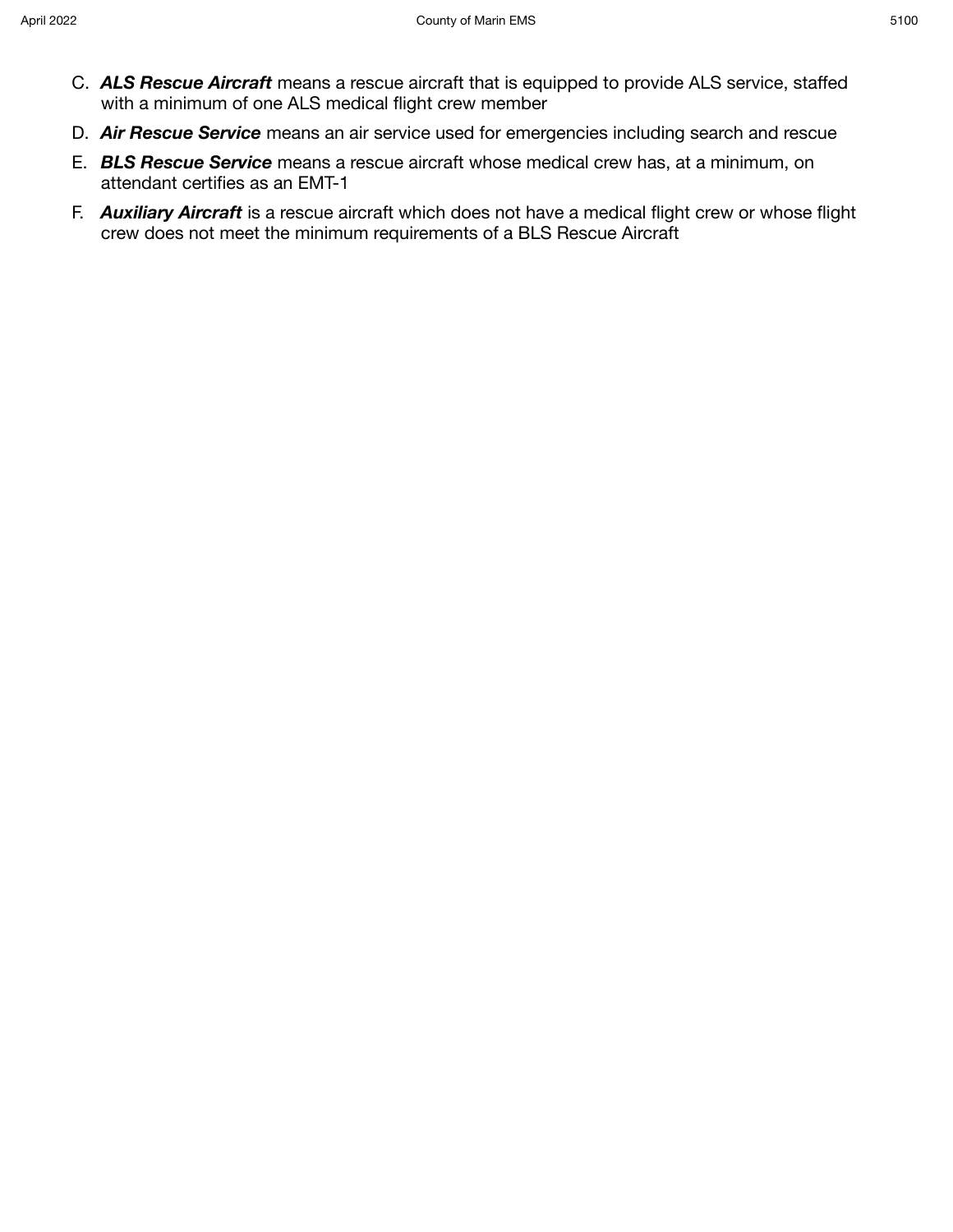C. ***ALS Rescue Aircraft*** means a rescue aircraft that is equipped to provide ALS service, staffed with a minimum of one ALS medical flight crew member

D. ***Air Rescue Service*** means an air service used for emergencies including search and rescue

E. ***BLS Rescue Service*** means a rescue aircraft whose medical crew has, at a minimum, on attendant certifies as an EMT-1

F. ***Auxiliary Aircraft*** is a rescue aircraft which does not have a medical flight crew or whose flight crew does not meet the minimum requirements of a BLS Rescue Aircraft